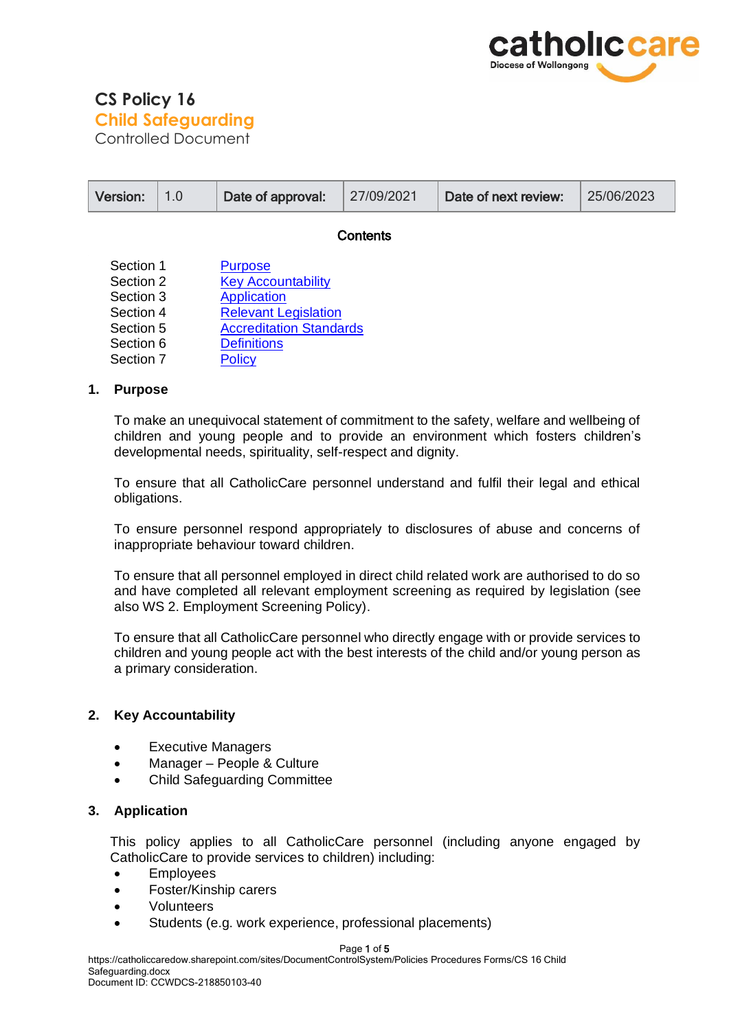# CS Policy 16

## Child Safeguarding

Controlled Document

| Version: | 1.0 | Date of approval: | 27/09/2021 | Date of next review: | 25/06/2023 |
|---|---|---|---|---|---|

**Contents**

| | |
|---|---|
| Section 1 | Purpose |
| Section 2 | Key Accountability |
| Section 3 | Application |
| Section 4 | Relevant Legislation |
| Section 5 | Accreditation Standards |
| Section 6 | Definitions |
| Section 7 | Policy |

## 1. Purpose

To make an unequivocal statement of commitment to the safety, welfare and wellbeing of children and young people and to provide an environment which fosters children's developmental needs, spirituality, self-respect and dignity.

To ensure that all CatholicCare personnel understand and fulfil their legal and ethical obligations.

To ensure personnel respond appropriately to disclosures of abuse and concerns of inappropriate behaviour toward children.

To ensure that all personnel employed in direct child related work are authorised to do so and have completed all relevant employment screening as required by legislation (see also WS 2. Employment Screening Policy).

To ensure that all CatholicCare personnel who directly engage with or provide services to children and young people act with the best interests of the child and/or young person as a primary consideration.

## 2. Key Accountability

- Executive Managers
- Manager – People & Culture
- Child Safeguarding Committee

## 3. Application

This policy applies to all CatholicCare personnel (including anyone engaged by CatholicCare to provide services to children) including:

- Employees
- Foster/Kinship carers
- Volunteers
- Students (e.g. work experience, professional placements)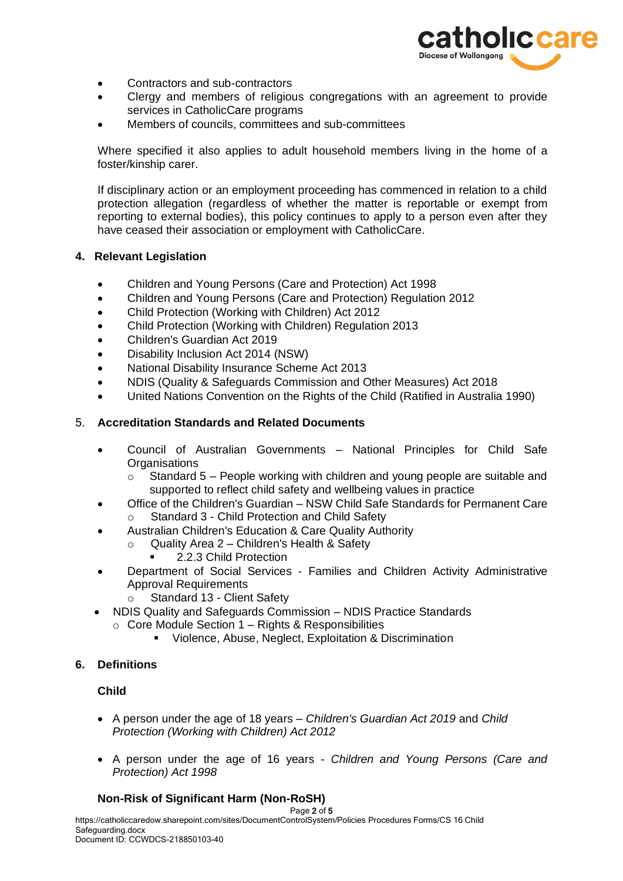- Contractors and sub-contractors
- Clergy and members of religious congregations with an agreement to provide services in CatholicCare programs
- Members of councils, committees and sub-committees

Where specified it also applies to adult household members living in the home of a foster/kinship carer.

If disciplinary action or an employment proceeding has commenced in relation to a child protection allegation (regardless of whether the matter is reportable or exempt from reporting to external bodies), this policy continues to apply to a person even after they have ceased their association or employment with CatholicCare.

## 4. Relevant Legislation

- Children and Young Persons (Care and Protection) Act 1998
- Children and Young Persons (Care and Protection) Regulation 2012
- Child Protection (Working with Children) Act 2012
- Child Protection (Working with Children) Regulation 2013
- Children's Guardian Act 2019
- Disability Inclusion Act 2014 (NSW)
- National Disability Insurance Scheme Act 2013
- NDIS (Quality & Safeguards Commission and Other Measures) Act 2018
- United Nations Convention on the Rights of the Child (Ratified in Australia 1990)

## 5. Accreditation Standards and Related Documents

- Council of Australian Governments – National Principles for Child Safe Organisations
  - Standard 5 – People working with children and young people are suitable and supported to reflect child safety and wellbeing values in practice
- Office of the Children's Guardian – NSW Child Safe Standards for Permanent Care
  - Standard 3 - Child Protection and Child Safety
- Australian Children's Education & Care Quality Authority
  - Quality Area 2 – Children's Health & Safety
    - 2.2.3 Child Protection
- Department of Social Services - Families and Children Activity Administrative Approval Requirements
  - Standard 13 - Client Safety
- NDIS Quality and Safeguards Commission – NDIS Practice Standards
  - Core Module Section 1 – Rights & Responsibilities
    - Violence, Abuse, Neglect, Exploitation & Discrimination

## 6. Definitions

### Child

- A person under the age of 18 years – *Children's Guardian Act 2019* and *Child Protection (Working with Children) Act 2012*

- A person under the age of 16 years - *Children and Young Persons (Care and Protection) Act 1998*

### Non-Risk of Significant Harm (Non-RoSH)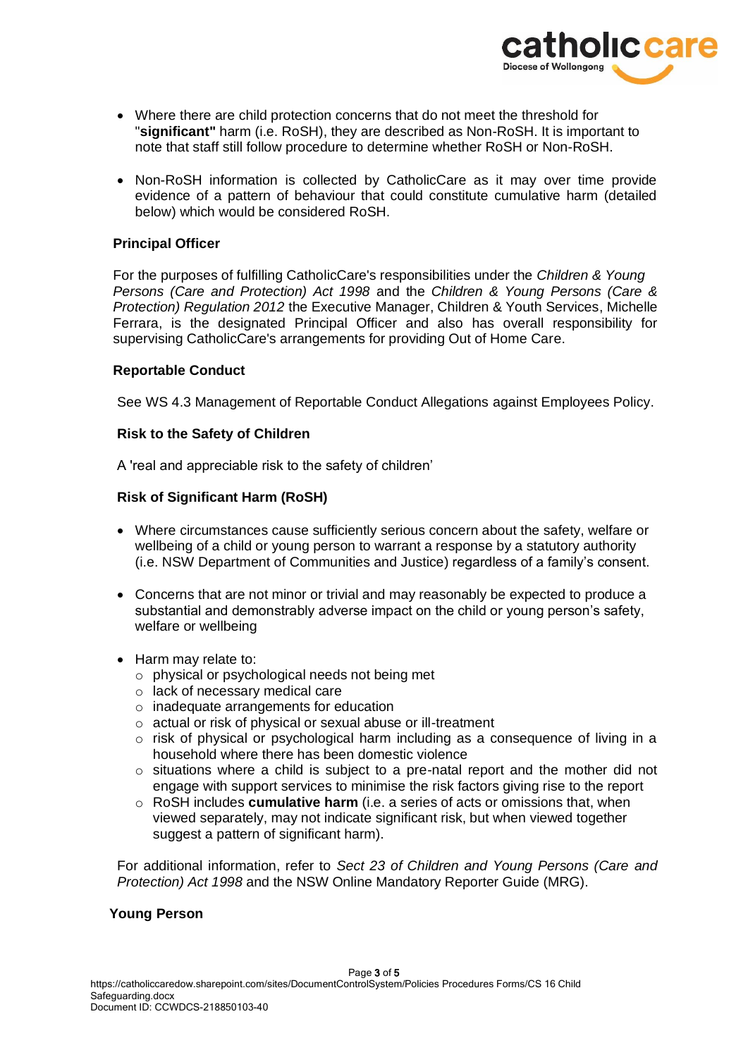- Where there are child protection concerns that do not meet the threshold for "**significant"** harm (i.e. RoSH), they are described as Non-RoSH. It is important to note that staff still follow procedure to determine whether RoSH or Non-RoSH.

- Non-RoSH information is collected by CatholicCare as it may over time provide evidence of a pattern of behaviour that could constitute cumulative harm (detailed below) which would be considered RoSH.

**Principal Officer**

For the purposes of fulfilling CatholicCare's responsibilities under the *Children & Young Persons (Care and Protection) Act 1998* and the *Children & Young Persons (Care & Protection) Regulation 2012* the Executive Manager, Children & Youth Services, Michelle Ferrara, is the designated Principal Officer and also has overall responsibility for supervising CatholicCare's arrangements for providing Out of Home Care.

**Reportable Conduct**

See WS 4.3 Management of Reportable Conduct Allegations against Employees Policy.

**Risk to the Safety of Children**

A 'real and appreciable risk to the safety of children'

**Risk of Significant Harm (RoSH)**

- Where circumstances cause sufficiently serious concern about the safety, welfare or wellbeing of a child or young person to warrant a response by a statutory authority (i.e. NSW Department of Communities and Justice) regardless of a family's consent.

- Concerns that are not minor or trivial and may reasonably be expected to produce a substantial and demonstrably adverse impact on the child or young person's safety, welfare or wellbeing

- Harm may relate to:
  - physical or psychological needs not being met
  - lack of necessary medical care
  - inadequate arrangements for education
  - actual or risk of physical or sexual abuse or ill-treatment
  - risk of physical or psychological harm including as a consequence of living in a household where there has been domestic violence
  - situations where a child is subject to a pre-natal report and the mother did not engage with support services to minimise the risk factors giving rise to the report
  - RoSH includes **cumulative harm** (i.e. a series of acts or omissions that, when viewed separately, may not indicate significant risk, but when viewed together suggest a pattern of significant harm).

For additional information, refer to *Sect 23 of Children and Young Persons (Care and Protection) Act 1998* and the NSW Online Mandatory Reporter Guide (MRG).

**Young Person**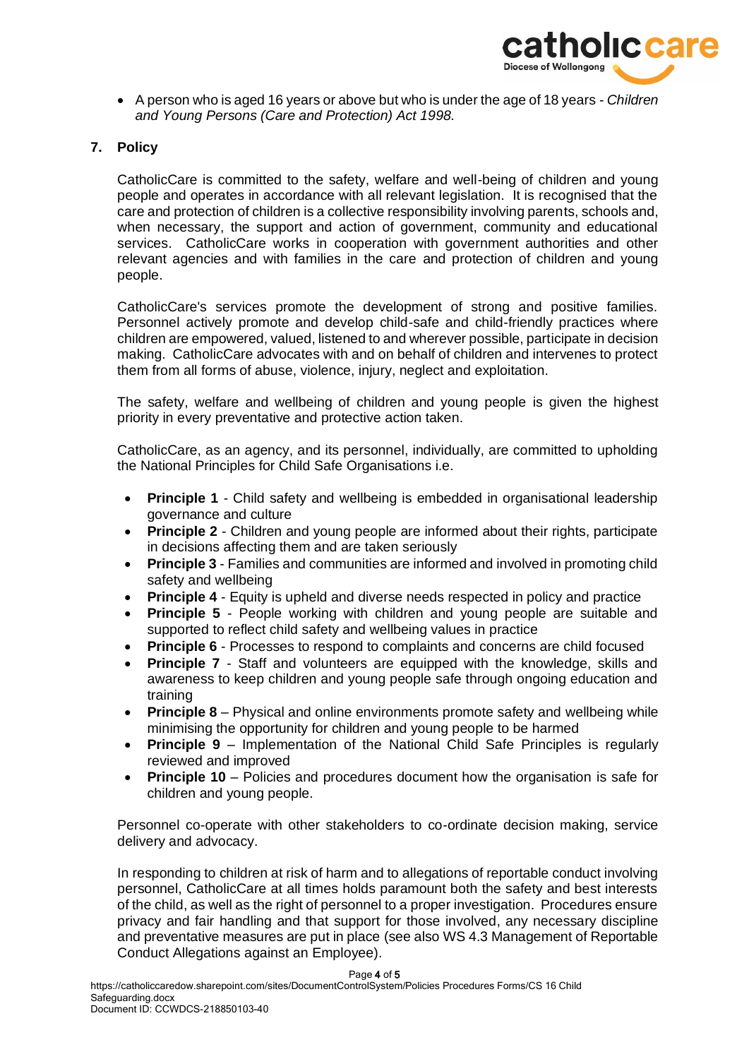- A person who is aged 16 years or above but who is under the age of 18 years - *Children and Young Persons (Care and Protection) Act 1998.*

## 7. Policy

CatholicCare is committed to the safety, welfare and well-being of children and young people and operates in accordance with all relevant legislation. It is recognised that the care and protection of children is a collective responsibility involving parents, schools and, when necessary, the support and action of government, community and educational services. CatholicCare works in cooperation with government authorities and other relevant agencies and with families in the care and protection of children and young people.

CatholicCare's services promote the development of strong and positive families. Personnel actively promote and develop child-safe and child-friendly practices where children are empowered, valued, listened to and wherever possible, participate in decision making. CatholicCare advocates with and on behalf of children and intervenes to protect them from all forms of abuse, violence, injury, neglect and exploitation.

The safety, welfare and wellbeing of children and young people is given the highest priority in every preventative and protective action taken.

CatholicCare, as an agency, and its personnel, individually, are committed to upholding the National Principles for Child Safe Organisations i.e.

- **Principle 1** - Child safety and wellbeing is embedded in organisational leadership governance and culture
- **Principle 2** - Children and young people are informed about their rights, participate in decisions affecting them and are taken seriously
- **Principle 3** - Families and communities are informed and involved in promoting child safety and wellbeing
- **Principle 4** - Equity is upheld and diverse needs respected in policy and practice
- **Principle 5** - People working with children and young people are suitable and supported to reflect child safety and wellbeing values in practice
- **Principle 6** - Processes to respond to complaints and concerns are child focused
- **Principle 7** - Staff and volunteers are equipped with the knowledge, skills and awareness to keep children and young people safe through ongoing education and training
- **Principle 8** – Physical and online environments promote safety and wellbeing while minimising the opportunity for children and young people to be harmed
- **Principle 9** – Implementation of the National Child Safe Principles is regularly reviewed and improved
- **Principle 10** – Policies and procedures document how the organisation is safe for children and young people.

Personnel co-operate with other stakeholders to co-ordinate decision making, service delivery and advocacy.

In responding to children at risk of harm and to allegations of reportable conduct involving personnel, CatholicCare at all times holds paramount both the safety and best interests of the child, as well as the right of personnel to a proper investigation. Procedures ensure privacy and fair handling and that support for those involved, any necessary discipline and preventative measures are put in place (see also WS 4.3 Management of Reportable Conduct Allegations against an Employee).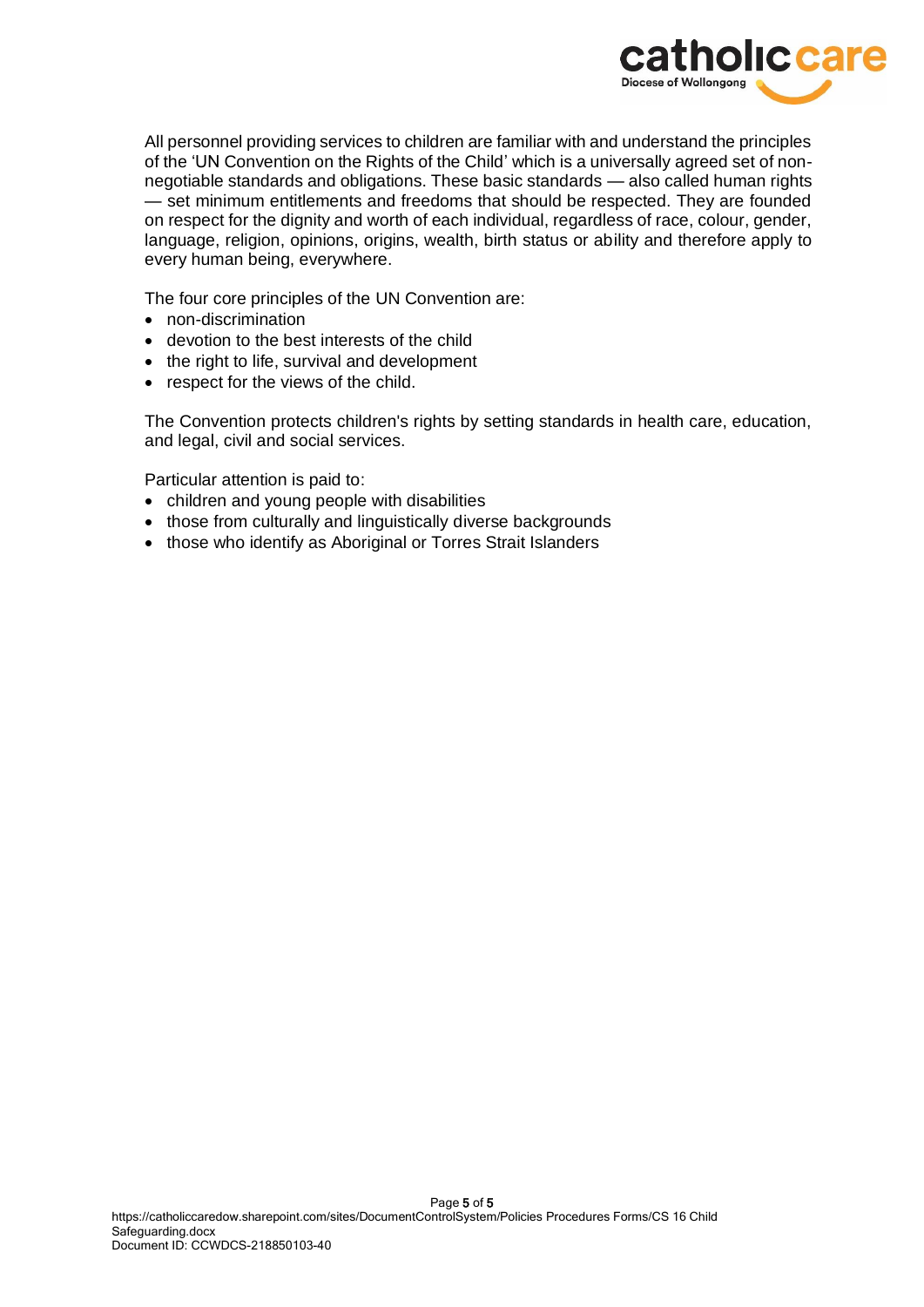All personnel providing services to children are familiar with and understand the principles of the 'UN Convention on the Rights of the Child' which is a universally agreed set of non-negotiable standards and obligations. These basic standards — also called human rights — set minimum entitlements and freedoms that should be respected. They are founded on respect for the dignity and worth of each individual, regardless of race, colour, gender, language, religion, opinions, origins, wealth, birth status or ability and therefore apply to every human being, everywhere.

The four core principles of the UN Convention are:

- non-discrimination
- devotion to the best interests of the child
- the right to life, survival and development
- respect for the views of the child.

The Convention protects children's rights by setting standards in health care, education, and legal, civil and social services.

Particular attention is paid to:

- children and young people with disabilities
- those from culturally and linguistically diverse backgrounds
- those who identify as Aboriginal or Torres Strait Islanders